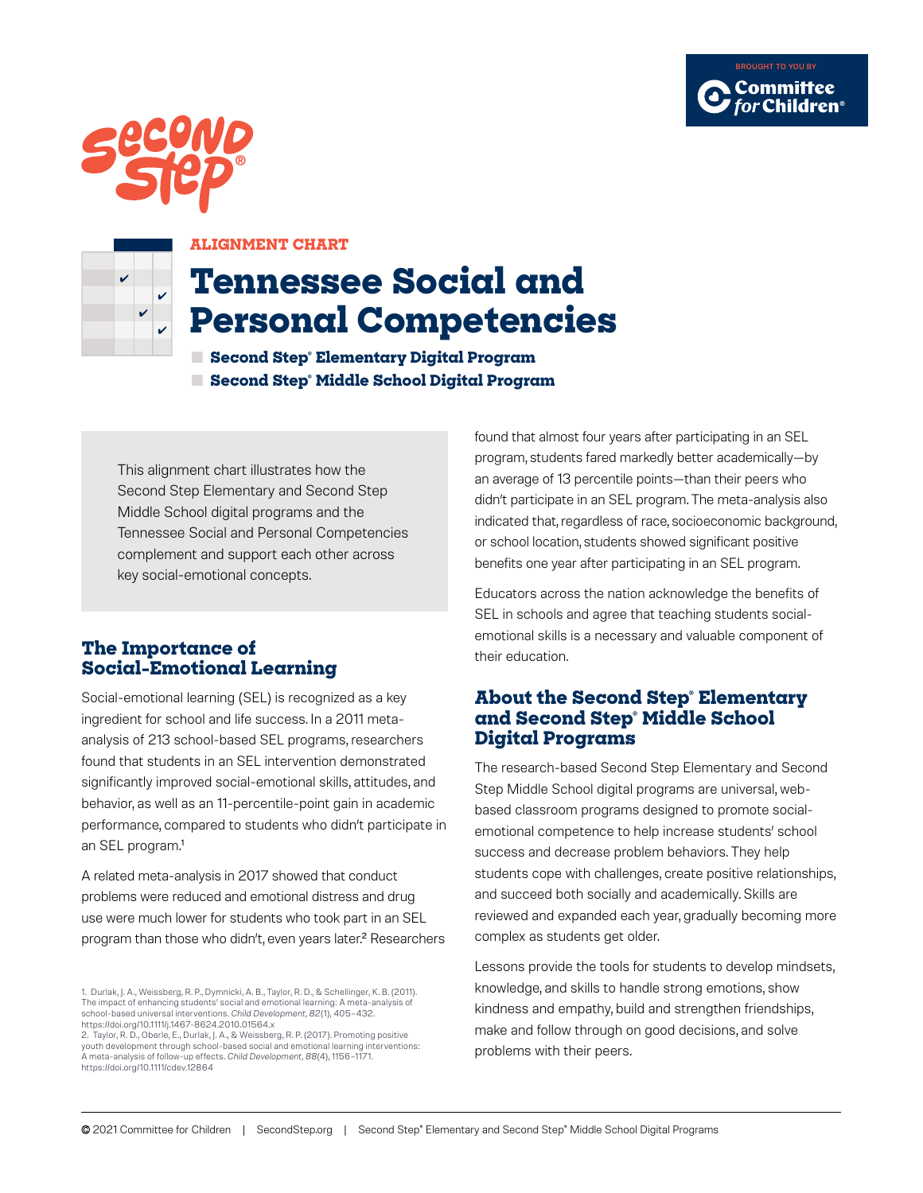BROUGHT TO YOU BY Committee for Children®

Second Step®

ALIGNMENT CHART

# Tennessee Social and Personal Competencies

- **Second Step® Elementary Digital Program**
- **Second Step® Middle School Digital Program**

This alignment chart illustrates how the Second Step Elementary and Second Step Middle School digital programs and the Tennessee Social and Personal Competencies complement and support each other across key social-emotional concepts.

## The Importance of Social-Emotional Learning

Social-emotional learning (SEL) is recognized as a key ingredient for school and life success. In a 2011 meta-analysis of 213 school-based SEL programs, researchers found that students in an SEL intervention demonstrated significantly improved social-emotional skills, attitudes, and behavior, as well as an 11-percentile-point gain in academic performance, compared to students who didn't participate in an SEL program.[1]

A related meta-analysis in 2017 showed that conduct problems were reduced and emotional distress and drug use were much lower for students who took part in an SEL program than those who didn't, even years later.[2] Researchers found that almost four years after participating in an SEL program, students fared markedly better academically—by an average of 13 percentile points—than their peers who didn't participate in an SEL program. The meta-analysis also indicated that, regardless of race, socioeconomic background, or school location, students showed significant positive benefits one year after participating in an SEL program.

Educators across the nation acknowledge the benefits of SEL in schools and agree that teaching students social-emotional skills is a necessary and valuable component of their education.

## About the Second Step® Elementary and Second Step® Middle School Digital Programs

The research-based Second Step Elementary and Second Step Middle School digital programs are universal, web-based classroom programs designed to promote social-emotional competence to help increase students' school success and decrease problem behaviors. They help students cope with challenges, create positive relationships, and succeed both socially and academically. Skills are reviewed and expanded each year, gradually becoming more complex as students get older.

Lessons provide the tools for students to develop mindsets, knowledge, and skills to handle strong emotions, show kindness and empathy, build and strengthen friendships, make and follow through on good decisions, and solve problems with their peers.

1. Durlak, J. A., Weissberg, R. P., Dymnicki, A. B., Taylor, R. D., & Schellinger, K. B. (2011). The impact of enhancing students' social and emotional learning: A meta-analysis of school-based universal interventions. *Child Development, 82*(1), 405–432. https://doi.org/10.1111/j.1467-8624.2010.01564.x
2. Taylor, R. D., Oberle, E., Durlak, J. A., & Weissberg, R. P. (2017). Promoting positive youth development through school-based social and emotional learning interventions: A meta-analysis of follow-up effects. *Child Development, 88*(4), 1156–1171. https://doi.org/10.1111/cdev.12864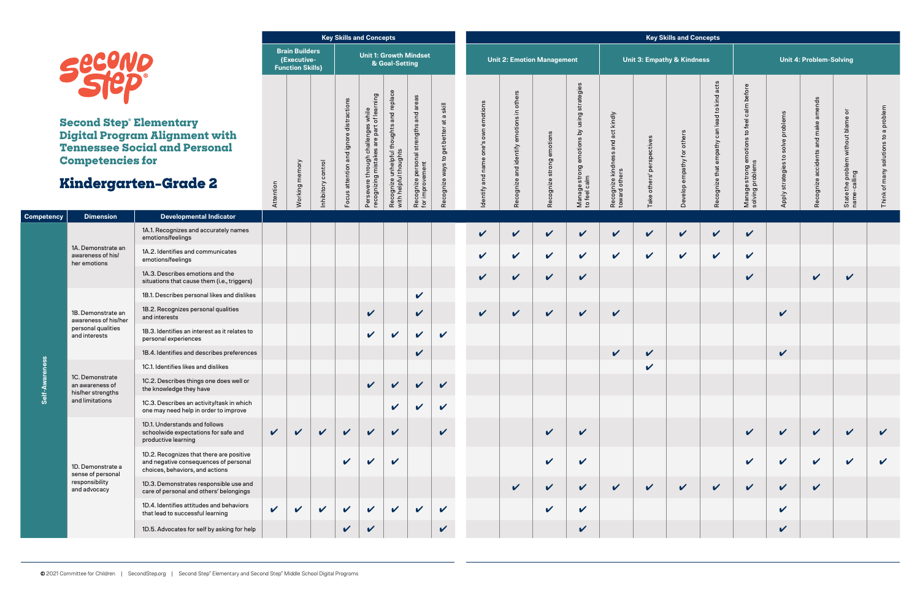# Second Step® Elementary Digital Program Alignment with Tennessee Social and Personal Competencies for

# Kindergarten–Grade 2

| | | | Key Skills and Concepts: Brain Builders (Executive-Function Skills) | | | Key Skills and Concepts: Unit 1: Growth Mindset & Goal-Setting | | | | | Key Skills and Concepts: Unit 2: Emotion Management | | | | Key Skills and Concepts: Unit 3: Empathy & Kindness | | | | Key Skills and Concepts: Unit 4: Problem-Solving | | | | |
|---|---|---|---|---|---|---|---|---|---|---|---|---|---|---|---|---|---|---|---|---|---|---|---|
| Competency | Dimension | Developmental Indicator | Attention | Working memory | Inhibitory control | Focus attention and ignore distractions | Persevere through challenges while recognizing mistakes are part of learning | Recognize unhelpful thoughts and replace with helpful thoughts | Recognize personal strengths and areas for improvement | Recognize ways to get better at a skill | Identify and name one's own emotions | Recognize and identify emotions in others | Recognize strong emotions | Manage strong emotions by using strategies to feel calm | Recognize kindness and act kindly toward others | Take others' perspectives | Develop empathy for others | Recognize that empathy can lead to kind acts | Manage strong emotions to feel calm before solving problems | Apply strategies to solve problems | Recognize accidents and make amends | State the problem without blame or name-calling | Think of many solutions to a problem |
| Self-Awareness | 1A. Demonstrate an awareness of his/her emotions | 1A.1. Recognizes and accurately names emotions/feelings | | | | | | | | | ✔ | ✔ | ✔ | ✔ | ✔ | ✔ | ✔ | ✔ | ✔ | | | | |
| | | 1A.2. Identifies and communicates emotions/feelings | | | | | | | | | ✔ | ✔ | ✔ | ✔ | ✔ | ✔ | ✔ | ✔ | ✔ | | | | |
| | | 1A.3. Describes emotions and the situations that cause them (i.e., triggers) | | | | | | | | | ✔ | ✔ | ✔ | ✔ | | | | | ✔ | | ✔ | ✔ | |
| | 1B. Demonstrate an awareness of his/her personal qualities and interests | 1B.1. Describes personal likes and dislikes | | | | | | | ✔ | | | | | | | | | | | | | | |
| | | 1B.2. Recognizes personal qualities and interests | | | | | ✔ | | ✔ | | ✔ | ✔ | ✔ | ✔ | ✔ | | | | | ✔ | | | |
| | | 1B.3. Identifies an interest as it relates to personal experiences | | | | | ✔ | ✔ | ✔ | ✔ | | | | | | | | | | | | | |
| | | 1B.4. Identifies and describes preferences | | | | | | | ✔ | | | | | | ✔ | ✔ | | | | ✔ | | | |
| | 1C. Demonstrate an awareness of his/her strengths and limitations | 1C.1. Identifies likes and dislikes | | | | | | | | | | | | | | ✔ | | | | | | | |
| | | 1C.2. Describes things one does well or the knowledge they have | | | | | ✔ | ✔ | ✔ | ✔ | | | | | | | | | | | | | |
| | | 1C.3. Describes an activity/task in which one may need help in order to improve | | | | | | ✔ | ✔ | ✔ | | | | | | | | | | | | | |
| | 1D. Demonstrate a sense of personal responsibility and advocacy | 1D.1. Understands and follows schoolwide expectations for safe and productive learning | ✔ | ✔ | ✔ | ✔ | ✔ | ✔ | | ✔ | | | ✔ | ✔ | | | | | ✔ | ✔ | ✔ | ✔ | ✔ |
| | | 1D.2. Recognizes that there are positive and negative consequences of personal choices, behaviors, and actions | | | | ✔ | ✔ | ✔ | | | | | ✔ | ✔ | | | | | ✔ | ✔ | ✔ | ✔ | ✔ |
| | | 1D.3. Demonstrates responsible use and care of personal and others' belongings | | | | | | | | | | ✔ | ✔ | ✔ | ✔ | ✔ | ✔ | ✔ | ✔ | ✔ | ✔ | | |
| | | 1D.4. Identifies attitudes and behaviors that lead to successful learning | ✔ | ✔ | ✔ | ✔ | ✔ | ✔ | ✔ | ✔ | | | ✔ | ✔ | | | | | | ✔ | | | |
| | | 1D.5. Advocates for self by asking for help | | | | ✔ | ✔ | | | ✔ | | | | ✔ | | | | | | ✔ | | | |

© 2021 Committee for Children | SecondStep.org | Second Step® Elementary and Second Step® Middle School Digital Programs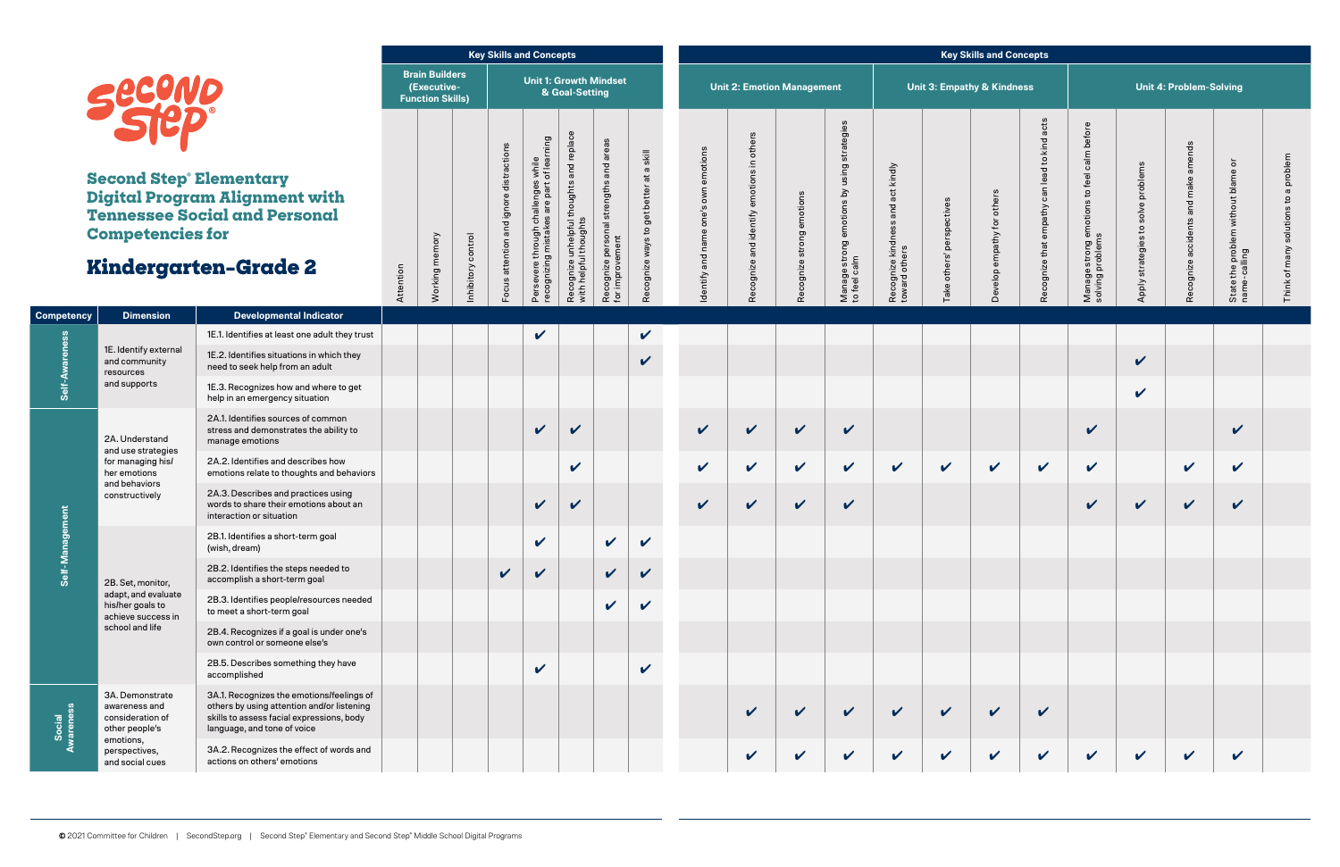# Second Step® Elementary Digital Program Alignment with Tennessee Social and Personal Competencies for

# Kindergarten–Grade 2

| | | | Key Skills and Concepts: Brain Builders (Executive-Function Skills) | | | Key Skills and Concepts: Unit 1: Growth Mindset & Goal-Setting | | | | | Key Skills and Concepts: Unit 2: Emotion Management | | | | Key Skills and Concepts: Unit 3: Empathy & Kindness | | | | Key Skills and Concepts: Unit 4: Problem-Solving | | | | |
|---|---|---|---|---|---|---|---|---|---|---|---|---|---|---|---|---|---|---|---|---|---|---|---|
| **Competency** | **Dimension** | **Developmental Indicator** | Attention | Working memory | Inhibitory control | Focus attention and ignore distractions | Persevere through challenges while recognizing mistakes are part of learning | Recognize unhelpful thoughts and replace with helpful thoughts | Recognize personal strengths and areas for improvement | Recognize ways to get better at a skill | Identify and name one's own emotions | Recognize and identify emotions in others | Recognize strong emotions | Manage strong emotions by using strategies to feel calm | Recognize kindness and act kindly toward others | Take others' perspectives | Develop empathy for others | Recognize that empathy can lead to kind acts | Manage strong emotions to feel calm before solving problems | Apply strategies to solve problems | Recognize accidents and make amends | State the problem without blame or name-calling | Think of many solutions to a problem |
| Self-Awareness | 1E. Identify external and community resources and supports | 1E.1. Identifies at least one adult they trust | | | | | ✔ | | | ✔ | | | | | | | | | | | | | |
| | | 1E.2. Identifies situations in which they need to seek help from an adult | | | | | | | | ✔ | | | | | | | | | | ✔ | | | |
| | | 1E.3. Recognizes how and where to get help in an emergency situation | | | | | | | | | | | | | | | | | | ✔ | | | |
| Self-Management | 2A. Understand and use strategies for managing his/her emotions and behaviors constructively | 2A.1. Identifies sources of common stress and demonstrates the ability to manage emotions | | | | | ✔ | ✔ | | | ✔ | ✔ | ✔ | ✔ | | | | | ✔ | | | ✔ | |
| | | 2A.2. Identifies and describes how emotions relate to thoughts and behaviors | | | | | | ✔ | | | ✔ | ✔ | ✔ | ✔ | ✔ | ✔ | ✔ | ✔ | ✔ | | ✔ | ✔ | |
| | | 2A.3. Describes and practices using words to share their emotions about an interaction or situation | | | | | ✔ | ✔ | | | ✔ | ✔ | ✔ | ✔ | | | | | ✔ | ✔ | ✔ | ✔ | |
| | 2B. Set, monitor, adapt, and evaluate his/her goals to achieve success in school and life | 2B.1. Identifies a short-term goal (wish, dream) | | | | | ✔ | | ✔ | ✔ | | | | | | | | | | | | | |
| | | 2B.2. Identifies the steps needed to accomplish a short-term goal | | | | ✔ | ✔ | | ✔ | ✔ | | | | | | | | | | | | | |
| | | 2B.3. Identifies people/resources needed to meet a short-term goal | | | | | | | ✔ | ✔ | | | | | | | | | | | | | |
| | | 2B.4. Recognizes if a goal is under one's own control or someone else's | | | | | | | | | | | | | | | | | | | | | |
| | | 2B.5. Describes something they have accomplished | | | | | ✔ | | | ✔ | | | | | | | | | | | | | |
| Social Awareness | 3A. Demonstrate awareness and consideration of other people's emotions, perspectives, and social cues | 3A.1. Recognizes the emotions/feelings of others by using attention and/or listening skills to assess facial expressions, body language, and tone of voice | | | | | | | | | | ✔ | ✔ | ✔ | ✔ | ✔ | ✔ | ✔ | | | | | |
| | | 3A.2. Recognizes the effect of words and actions on others' emotions | | | | | | | | | | ✔ | ✔ | ✔ | ✔ | ✔ | ✔ | ✔ | ✔ | ✔ | ✔ | ✔ | |

© 2021 Committee for Children | SecondStep.org | Second Step® Elementary and Second Step® Middle School Digital Programs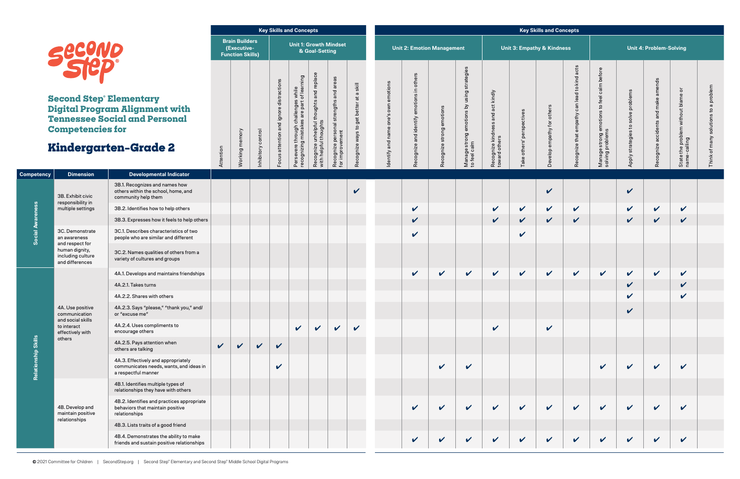# Second Step® Elementary Digital Program Alignment with Tennessee Social and Personal Competencies for

# Kindergarten–Grade 2

| | | | Key Skills and Concepts | | | | | | | | | | | | | | | | | | | | |
|---|---|---|---|---|---|---|---|---|---|---|---|---|---|---|---|---|---|---|---|---|---|---|---|
| | | | Brain Builders (Executive-Function Skills) | | | Unit 1: Growth Mindset & Goal-Setting | | | | | Unit 2: Emotion Management | | | | Unit 3: Empathy & Kindness | | | | Unit 4: Problem-Solving | | | | |
| **Competency** | **Dimension** | **Developmental Indicator** | Attention | Working memory | Inhibitory control | Focus attention and ignore distractions | Persevere through challenges while recognizing mistakes are part of learning | Recognize unhelpful thoughts and replace with helpful thoughts | Recognize personal strengths and areas for improvement | Recognize ways to get better at a skill | Identify and name one's own emotions | Recognize and identify emotions in others | Recognize strong emotions | Manage strong emotions by using strategies to feel calm | Recognize kindness and act kindly toward others | Take others' perspectives | Develop empathy for others | Recognize that empathy can lead to kind acts | Manage strong emotions to feel calm before solving problems | Apply strategies to solve problems | Recognize accidents and make amends | State the problem without blame or name-calling | Think of many solutions to a problem |
| Social Awareness | 3B. Exhibit civic responsibility in multiple settings | 3B.1. Recognizes and names how others within the school, home, and community help them | | | | | | | | ✔ | | | | | | | ✔ | | | ✔ | | | |
| | | 3B.2. Identifies how to help others | | | | | | | | | | ✔ | | | ✔ | ✔ | ✔ | ✔ | | ✔ | ✔ | ✔ | |
| | | 3B.3. Expresses how it feels to help others | | | | | | | | | | ✔ | | | ✔ | ✔ | ✔ | ✔ | | ✔ | ✔ | ✔ | |
| | 3C. Demonstrate an awareness and respect for human dignity, including culture and differences | 3C.1. Describes characteristics of two people who are similar and different | | | | | | | | | | ✔ | | | | ✔ | | | | | | | |
| | | 3C.2. Names qualities of others from a variety of cultures and groups | | | | | | | | | | | | | | | | | | | | | |
| Relationship Skills | 4A. Use positive communication and social skills to interact effectively with others | 4A.1. Develops and maintains friendships | | | | | | | | | | ✔ | ✔ | ✔ | ✔ | ✔ | ✔ | ✔ | ✔ | ✔ | ✔ | ✔ | |
| | | 4A.2.1. Takes turns | | | | | | | | | | | | | | | | | | ✔ | | ✔ | |
| | | 4A.2.2. Shares with others | | | | | | | | | | | | | | | | | | ✔ | | ✔ | |
| | | 4A.2.3. Says "please," "thank you," and/ or "excuse me" | | | | | | | | | | | | | | | | | | ✔ | | | |
| | | 4A.2.4. Uses compliments to encourage others | | | | | ✔ | ✔ | ✔ | ✔ | | | | | ✔ | | ✔ | | | | | | |
| | | 4A.2.5. Pays attention when others are talking | ✔ | ✔ | ✔ | ✔ | | | | | | | | | | | | | | | | | |
| | | 4A.3. Effectively and appropriately communicates needs, wants, and ideas in a respectful manner | | | | ✔ | | | | | | | ✔ | ✔ | | | | | ✔ | ✔ | ✔ | ✔ | |
| | 4B. Develop and maintain positive relationships | 4B.1. Identifies multiple types of relationships they have with others | | | | | | | | | | | | | | | | | | | | | |
| | | 4B.2. Identifies and practices appropriate behaviors that maintain positive relationships | | | | | | | | | | ✔ | ✔ | ✔ | ✔ | ✔ | ✔ | ✔ | ✔ | ✔ | ✔ | ✔ | |
| | | 4B.3. Lists traits of a good friend | | | | | | | | | | | | | | | | | | | | | |
| | | 4B.4. Demonstrates the ability to make friends and sustain positive relationships | | | | | | | | | | ✔ | ✔ | ✔ | ✔ | ✔ | ✔ | ✔ | ✔ | ✔ | ✔ | ✔ | |

© 2021 Committee for Children | SecondStep.org | Second Step® Elementary and Second Step® Middle School Digital Programs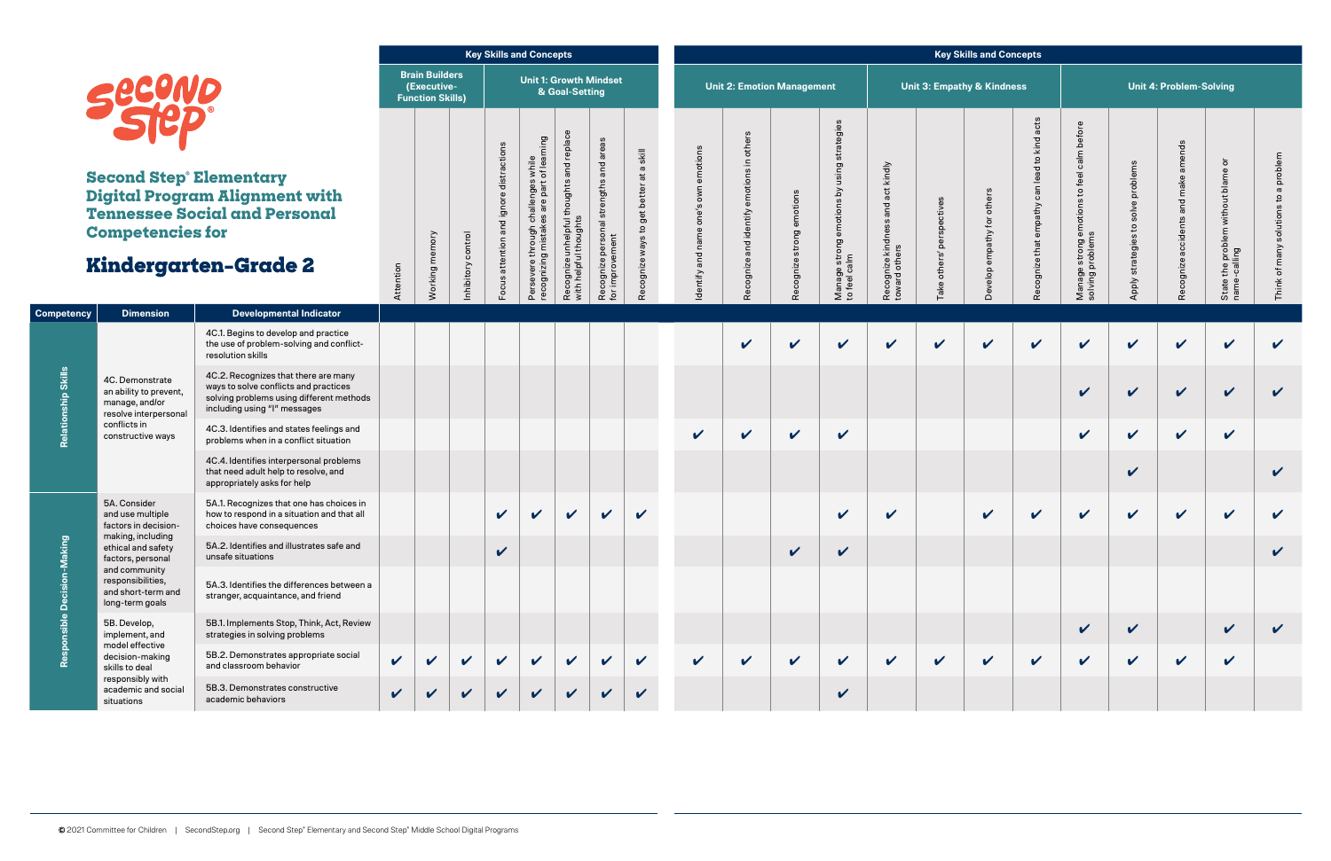# Second Step® Elementary Digital Program Alignment with Tennessee Social and Personal Competencies for

## Kindergarten–Grade 2

**Key Skills and Concepts**

| | | | Brain Builders (Executive-Function Skills) | | | Unit 1: Growth Mindset & Goal-Setting | | | | | Unit 2: Emotion Management | | | | Unit 3: Empathy & Kindness | | | | Unit 4: Problem-Solving | | | | |
|---|---|---|---|---|---|---|---|---|---|---|---|---|---|---|---|---|---|---|---|---|---|---|---|
| **Competency** | **Dimension** | **Developmental Indicator** | Attention | Working memory | Inhibitory control | Focus attention and ignore distractions | Persevere through challenges while recognizing mistakes are part of learning | Recognize unhelpful thoughts and replace with helpful thoughts | Recognize personal strengths and areas for improvement | Recognize ways to get better at a skill | Identify and name one's own emotions | Recognize and identify emotions in others | Recognize strong emotions | Manage strong emotions by using strategies to feel calm | Recognize kindness and act kindly toward others | Take others' perspectives | Develop empathy for others | Recognize that empathy can lead to kind acts | Manage strong emotions to feel calm before solving problems | Apply strategies to solve problems | Recognize accidents and make amends | State the problem without blame or name-calling | Think of many solutions to a problem |
| Relationship Skills | 4C. Demonstrate an ability to prevent, manage, and/or resolve interpersonal conflicts in constructive ways | 4C.1. Begins to develop and practice the use of problem-solving and conflict-resolution skills | | | | | | | | | | ✔ | ✔ | ✔ | ✔ | ✔ | ✔ | ✔ | ✔ | ✔ | ✔ | ✔ | ✔ |
| | | 4C.2. Recognizes that there are many ways to solve conflicts and practices solving problems using different methods including using "I" messages | | | | | | | | | | | | | | | | | ✔ | ✔ | ✔ | ✔ | ✔ |
| | | 4C.3. Identifies and states feelings and problems when in a conflict situation | | | | | | | | | ✔ | ✔ | ✔ | ✔ | | | | | ✔ | ✔ | ✔ | ✔ | |
| | | 4C.4. Identifies interpersonal problems that need adult help to resolve, and appropriately asks for help | | | | | | | | | | | | | | | | | | ✔ | | | ✔ |
| Responsible Decision-Making | 5A. Consider and use multiple factors in decision-making, including ethical and safety factors, personal and community responsibilities, and short-term and long-term goals | 5A.1. Recognizes that one has choices in how to respond in a situation and that all choices have consequences | | | | ✔ | ✔ | ✔ | ✔ | ✔ | | | | ✔ | ✔ | | ✔ | ✔ | ✔ | ✔ | ✔ | ✔ | ✔ |
| | | 5A.2. Identifies and illustrates safe and unsafe situations | | | | ✔ | | | | | | | ✔ | ✔ | | | | | | | | | ✔ |
| | | 5A.3. Identifies the differences between a stranger, acquaintance, and friend | | | | | | | | | | | | | | | | | | | | | |
| | 5B. Develop, implement, and model effective decision-making skills to deal responsibly with academic and social situations | 5B.1. Implements Stop, Think, Act, Review strategies in solving problems | | | | | | | | | | | | | | | | | ✔ | ✔ | | ✔ | ✔ |
| | | 5B.2. Demonstrates appropriate social and classroom behavior | ✔ | ✔ | ✔ | ✔ | ✔ | ✔ | ✔ | ✔ | ✔ | ✔ | ✔ | ✔ | ✔ | ✔ | ✔ | ✔ | ✔ | ✔ | ✔ | ✔ | |
| | | 5B.3. Demonstrates constructive academic behaviors | ✔ | ✔ | ✔ | ✔ | ✔ | ✔ | ✔ | ✔ | | | | ✔ | | | | | | | | | |

© 2021 Committee for Children | SecondStep.org | Second Step® Elementary and Second Step® Middle School Digital Programs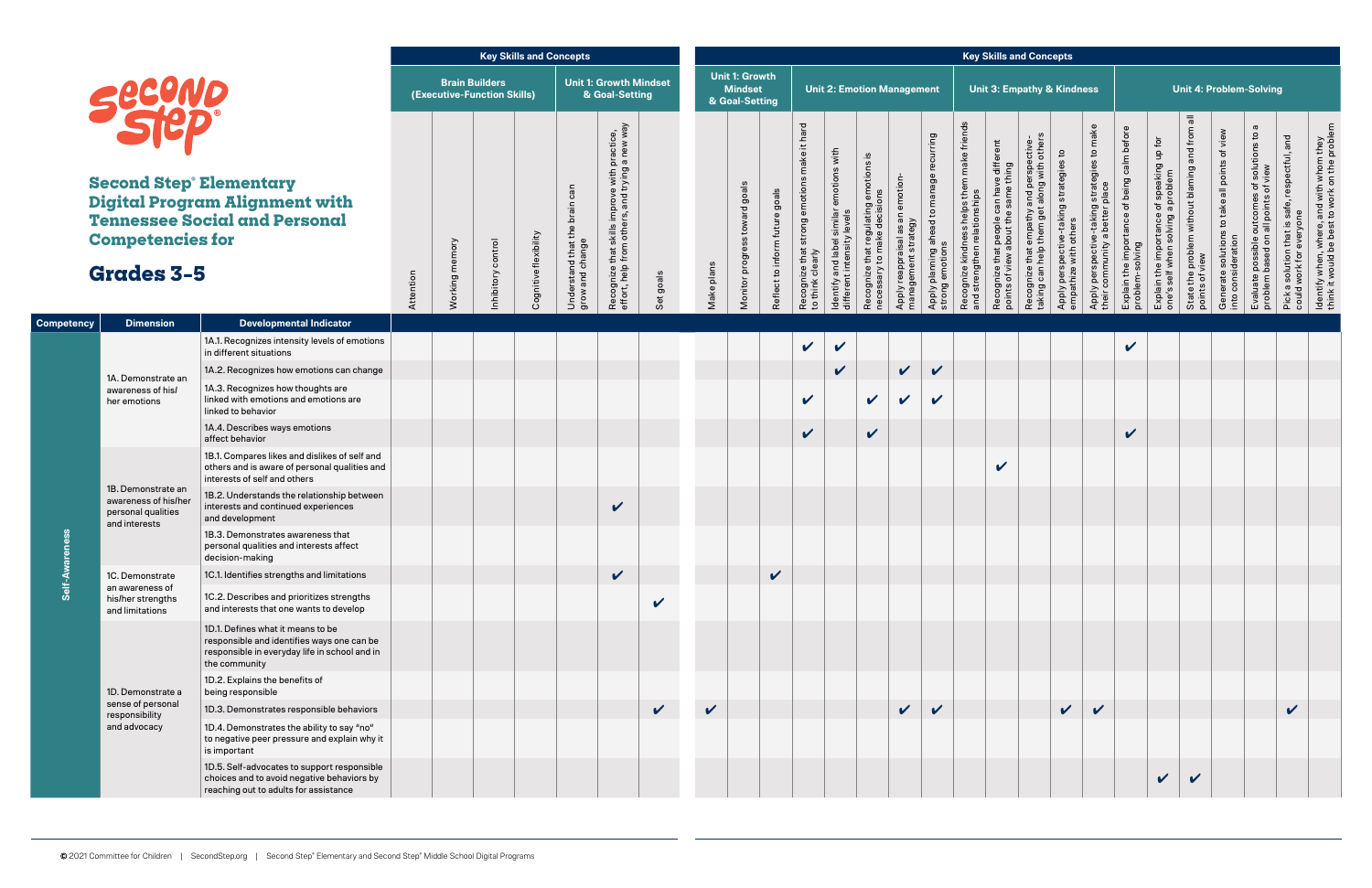# Second Step® Elementary Digital Program Alignment with Tennessee Social and Personal Competencies for

## Grades 3–5

| Competency | Dimension | Developmental Indicator | Key Skills and Concepts: Brain Builders (Executive-Function Skills) | | | | Unit 1: Growth Mindset & Goal-Setting | | | Unit 1: Growth Mindset & Goal-Setting | | | Unit 2: Emotion Management | | | | | Unit 3: Empathy & Kindness | | | | | Unit 4: Problem-Solving | | | | | | |
|---|---|---|---|---|---|---|---|---|---|---|---|---|---|---|---|---|---|---|---|---|---|---|---|---|---|---|---|---|---|
| | | | Attention | Working memory | Inhibitory control | Cognitive flexibility | Understand that the brain can grow and change | Recognize that skills improve with practice, effort, help from others, and trying a new way | Set goals | Make plans | Monitor progress toward goals | Reflect to inform future goals | Recognize that strong emotions make it hard to think clearly | Identify and label similar emotions with different intensity levels | Recognize that regulating emotions is necessary to make decisions | Apply reappraisal as an emotion-management strategy | Apply planning ahead to manage recurring strong emotions | Recognize kindness helps them make friends and strengthen relationships | Recognize that people can have different points of view about the same thing | Recognize that empathy and perspective-taking can help them get along with others | Apply perspective-taking strategies to empathize with others | Apply perspective-taking strategies to make their community a better place | Explain the importance of being calm before problem-solving | Explain the importance of speaking up for one's self when solving a problem | State the problem without blaming and from all points of view | Generate solutions to take all points of view into consideration | Evaluate possible outcomes of solutions to a problem based on all points of view | Pick a solution that is safe, respectful, and could work for everyone | Identify when, where, and with whom they think it would be best to work on the problem |
| Self-Awareness | 1A. Demonstrate an awareness of his/her emotions | 1A.1. Recognizes intensity levels of emotions in different situations | | | | | | | | | | | ✔ | ✔ | | | | | | | | | ✔ | | | | | | |
| | | 1A.2. Recognizes how emotions can change | | | | | | | | | | | | ✔ | | ✔ | ✔ | | | | | | | | | | | | |
| | | 1A.3. Recognizes how thoughts are linked with emotions and emotions are linked to behavior | | | | | | | | | | | ✔ | | ✔ | ✔ | ✔ | | | | | | | | | | | | |
| | | 1A.4. Describes ways emotions affect behavior | | | | | | | | | | | ✔ | | ✔ | | | | | | | | ✔ | | | | | | |
| | 1B. Demonstrate an awareness of his/her personal qualities and interests | 1B.1. Compares likes and dislikes of self and others and is aware of personal qualities and interests of self and others | | | | | | | | | | | | | | | | | ✔ | | | | | | | | | | |
| | | 1B.2. Understands the relationship between interests and continued experiences and development | | | | | | ✔ | | | | | | | | | | | | | | | | | | | | | |
| | | 1B.3. Demonstrates awareness that personal qualities and interests affect decision-making | | | | | | | | | | | | | | | | | | | | | | | | | | | |
| | 1C. Demonstrate an awareness of his/her strengths and limitations | 1C.1. Identifies strengths and limitations | | | | | | ✔ | | | | ✔ | | | | | | | | | | | | | | | | | |
| | | 1C.2. Describes and prioritizes strengths and interests that one wants to develop | | | | | | | ✔ | | | | | | | | | | | | | | | | | | | | |
| | 1D. Demonstrate a sense of personal responsibility and advocacy | 1D.1. Defines what it means to be responsible and identifies ways one can be responsible in everyday life in school and in the community | | | | | | | | | | | | | | | | | | | | | | | | | | | |
| | | 1D.2. Explains the benefits of being responsible | | | | | | | | | | | | | | | | | | | | | | | | | | | |
| | | 1D.3. Demonstrates responsible behaviors | | | | | | | ✔ | ✔ | | | | | | ✔ | ✔ | | | | ✔ | ✔ | | | | | | ✔ | |
| | | 1D.4. Demonstrates the ability to say "no" to negative peer pressure and explain why it is important | | | | | | | | | | | | | | | | | | | | | | | | | | | |
| | | 1D.5. Self-advocates to support responsible choices and to avoid negative behaviors by reaching out to adults for assistance | | | | | | | | | | | | | | | | | | | | | | ✔ | ✔ | | | | |

© 2021 Committee for Children | SecondStep.org | Second Step® Elementary and Second Step® Middle School Digital Programs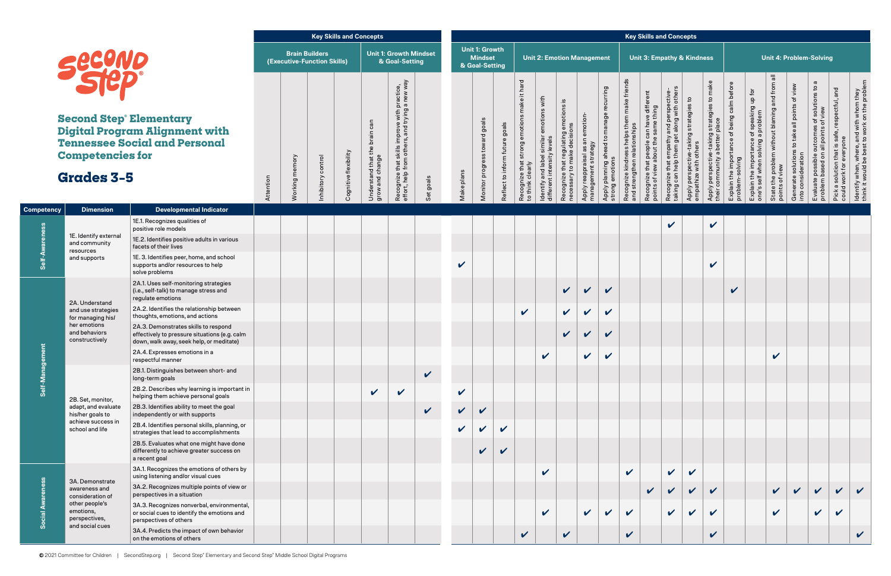# Second Step® Elementary Digital Program Alignment with Tennessee Social and Personal Competencies for

## Grades 3–5

| Competency | Dimension | Developmental Indicator | Key Skills and Concepts: Brain Builders (Executive-Function Skills) | | | | Key Skills and Concepts: Unit 1: Growth Mindset & Goal-Setting | | | Key Skills and Concepts: Unit 1: Growth Mindset & Goal-Setting | | | Unit 2: Emotion Management | | | | | Unit 3: Empathy & Kindness | | | | | Unit 4: Problem-Solving | | | | | | |
|---|---|---|---|---|---|---|---|---|---|---|---|---|---|---|---|---|---|---|---|---|---|---|---|---|---|---|---|---|---|
| | | | Attention | Working memory | Inhibitory control | Cognitive flexibility | Understand that the brain can grow and change | Recognize that skills improve with practice, effort, help from others, and trying a new way | Set goals | Make plans | Monitor progress toward goals | Reflect to inform future goals | Recognize that strong emotions make it hard to think clearly | Identify and label similar emotions with different intensity levels | Recognize that regulating emotions is necessary to make decisions | Apply reappraisal as an emotion-management strategy | Apply planning ahead to manage recurring strong emotions | Recognize kindness helps them make friends and strengthen relationships | Recognize that people can have different points of view about the same thing | Recognize that empathy and perspective-taking can help them get along with others | Apply perspective-taking strategies to empathize with others | Apply perspective-taking strategies to make their community a better place | Explain the importance of being calm before problem-solving | Explain the importance of speaking up for one's self when solving a problem | State the problem without blaming and from all points of view | Generate solutions to take all points of view into consideration | Evaluate possible outcomes of solutions to a problem based on all points of view | Pick a solution that is safe, respectful, and could work for everyone | Identify when, where, and with whom they think it would be best to work on the problem |
| Self-Awareness | 1E. Identify external and community resources and supports | 1E.1. Recognizes qualities of positive role models | | | | | | | | | | | | | | | | | | ✔ | | ✔ | | | | | | | |
| | | 1E.2. Identifies positive adults in various facets of their lives | | | | | | | | | | | | | | | | | | | | | | | | | | | |
| | | 1E. 3. Identifies peer, home, and school supports and/or resources to help solve problems | | | | | | | | ✔ | | | | | | | | | | | | ✔ | | | | | | | |
| Self-Management | 2A. Understand and use strategies for managing his/her emotions and behaviors constructively | 2A.1. Uses self-monitoring strategies (i.e., self-talk) to manage stress and regulate emotions | | | | | | | | | | | | | ✔ | ✔ | ✔ | | | | | | ✔ | | | | | | |
| | | 2A.2. Identifies the relationship between thoughts, emotions, and actions | | | | | | | | | | | ✔ | | ✔ | ✔ | ✔ | | | | | | | | | | | | |
| | | 2A.3. Demonstrates skills to respond effectively to pressure situations (e.g. calm down, walk away, seek help, or meditate) | | | | | | | | | | | | | ✔ | ✔ | ✔ | | | | | | | | | | | | |
| | | 2A.4. Expresses emotions in a respectful manner | | | | | | | | | | | | ✔ | | ✔ | ✔ | | | | | | | | ✔ | | | | |
| | 2B. Set, monitor, adapt, and evaluate his/her goals to achieve success in school and life | 2B.1. Distinguishes between short- and long-term goals | | | | | | | ✔ | | | | | | | | | | | | | | | | | | | | |
| | | 2B.2. Describes why learning is important in helping them achieve personal goals | | | | | ✔ | ✔ | | ✔ | | | | | | | | | | | | | | | | | | | |
| | | 2B.3. Identifies ability to meet the goal independently or with supports | | | | | | | ✔ | ✔ | ✔ | | | | | | | | | | | | | | | | | | |
| | | 2B.4. Identifies personal skills, planning, or strategies that lead to accomplishments | | | | | | | | ✔ | ✔ | ✔ | | | | | | | | | | | | | | | | | |
| | | 2B.5. Evaluates what one might have done differently to achieve greater success on a recent goal | | | | | | | | | ✔ | ✔ | | | | | | | | | | | | | | | | | |
| Social Awareness | 3A. Demonstrate awareness and consideration of other people's emotions, perspectives, and social cues | 3A.1. Recognizes the emotions of others by using listening and/or visual cues | | | | | | | | | | | | ✔ | | | | ✔ | | ✔ | ✔ | | | | | | | | |
| | | 3A.2. Recognizes multiple points of view or perspectives in a situation | | | | | | | | | | | | | | | | | ✔ | ✔ | ✔ | ✔ | | | ✔ | ✔ | ✔ | ✔ | ✔ |
| | | 3A.3. Recognizes nonverbal, environmental, or social cues to identify the emotions and perspectives of others | | | | | | | | | | | | ✔ | | ✔ | ✔ | ✔ | | ✔ | ✔ | ✔ | | | ✔ | | ✔ | ✔ | |
| | | 3A.4. Predicts the impact of own behavior on the emotions of others | | | | | | | | | | | ✔ | | ✔ | | | ✔ | | | | ✔ | | | | | | | ✔ |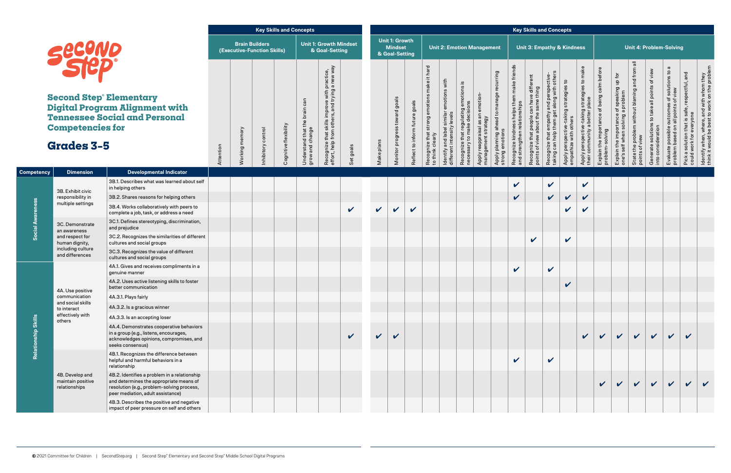# Second Step® Elementary Digital Program Alignment with Tennessee Social and Personal Competencies for

# Grades 3–5

| | | | Key Skills and Concepts | | | | | | | | | | | | | | | | | | | | | | | | | | |
|---|---|---|---|---|---|---|---|---|---|---|---|---|---|---|---|---|---|---|---|---|---|---|---|---|---|---|---|---|---|
| | | | Brain Builders (Executive-Function Skills) | | | | Unit 1: Growth Mindset & Goal-Setting | | | Unit 1: Growth Mindset & Goal-Setting | | | Unit 2: Emotion Management | | | | | Unit 3: Empathy & Kindness | | | | | Unit 4: Problem-Solving | | | | | | |
| Competency | Dimension | Developmental Indicator | Attention | Working memory | Inhibitory control | Cognitive flexibility | Understand that the brain can grow and change | Recognize that skills improve with practice, effort, help from others, and trying a new way | Set goals | Make plans | Monitor progress toward goals | Reflect to inform future goals | Recognize that strong emotions make it hard to think clearly | Identify and label similar emotions with different intensity levels | Recognize that regulating emotions is necessary to make decisions | Apply reappraisal as an emotion-management strategy | Apply planning ahead to manage recurring strong emotions | Recognize kindness helps them make friends and strengthen relationships | Recognize that people can have different points of view about the same thing | Recognize that empathy and perspective-taking can help them get along with others | Apply perspective-taking strategies to empathize with others | Apply perspective-taking strategies to make their community a better place | Explain the importance of being calm before problem-solving | Explain the importance of speaking up for one's self when solving a problem | State the problem without blaming and from all points of view | Generate solutions to take all points of view into consideration | Evaluate possible outcomes of solutions to a problem based on all points of view | Pick a solution that is safe, respectful, and could work for everyone | Identify when, where, and with whom they think it would be best to work on the problem |
| Social Awareness | 3B. Exhibit civic responsibility in multiple settings | 3B.1. Describes what was learned about self in helping others | | | | | | | | | | | | | | | | ✔ | | ✔ | | ✔ | | | | | | | |
| | | 3B.2. Shares reasons for helping others | | | | | | | | | | | | | | | | ✔ | | ✔ | ✔ | ✔ | | | | | | | |
| | | 3B.4. Works collaboratively with peers to complete a job, task, or address a need | | | | | | | ✔ | ✔ | ✔ | ✔ | | | | | | | | | ✔ | ✔ | | | | | | | |
| | 3C. Demonstrate an awareness and respect for human dignity, including culture and differences | 3C.1. Defines stereotyping, discrimination, and prejudice | | | | | | | | | | | | | | | | | | | | | | | | | | | |
| | | 3C.2. Recognizes the similarities of different cultures and social groups | | | | | | | | | | | | | | | | | ✔ | | ✔ | | | | | | | | |
| | | 3C.3. Recognizes the value of different cultures and social groups | | | | | | | | | | | | | | | | | | | | | | | | | | | |
| Relationship Skills | 4A. Use positive communication and social skills to interact effectively with others | 4A.1. Gives and receives compliments in a genuine manner | | | | | | | | | | | | | | | | ✔ | | ✔ | | | | | | | | | |
| | | 4A.2. Uses active listening skills to foster better communication | | | | | | | | | | | | | | | | | | | ✔ | | | | | | | | |
| | | 4A.3.1. Plays fairly | | | | | | | | | | | | | | | | | | | | | | | | | | | |
| | | 4A.3.2. Is a gracious winner | | | | | | | | | | | | | | | | | | | | | | | | | | | |
| | | 4A.3.3. Is an accepting loser | | | | | | | | | | | | | | | | | | | | | | | | | | | |
| | | 4A.4. Demonstrates cooperative behaviors in a group (e.g., listens, encourages, acknowledges opinions, compromises, and seeks consensus) | | | | | | | ✔ | ✔ | ✔ | | | | | | | | | | | ✔ | ✔ | ✔ | ✔ | ✔ | ✔ | ✔ | |
| | 4B. Develop and maintain positive relationships | 4B.1. Recognizes the difference between helpful and harmful behaviors in a relationship | | | | | | | | | | | | | | | | ✔ | | ✔ | | | | | | | | | |
| | | 4B.2. Identifies a problem in a relationship and determines the appropriate means of resolution (e.g., problem-solving process, peer mediation, adult assistance) | | | | | | | | | | | | | | | | | | | | | ✔ | ✔ | ✔ | ✔ | ✔ | ✔ | ✔ |
| | | 4B.3. Describes the positive and negative impact of peer pressure on self and others | | | | | | | | | | | | | | | | | | | | | | | | | | | |

© 2021 Committee for Children | SecondStep.org | Second Step® Elementary and Second Step® Middle School Digital Programs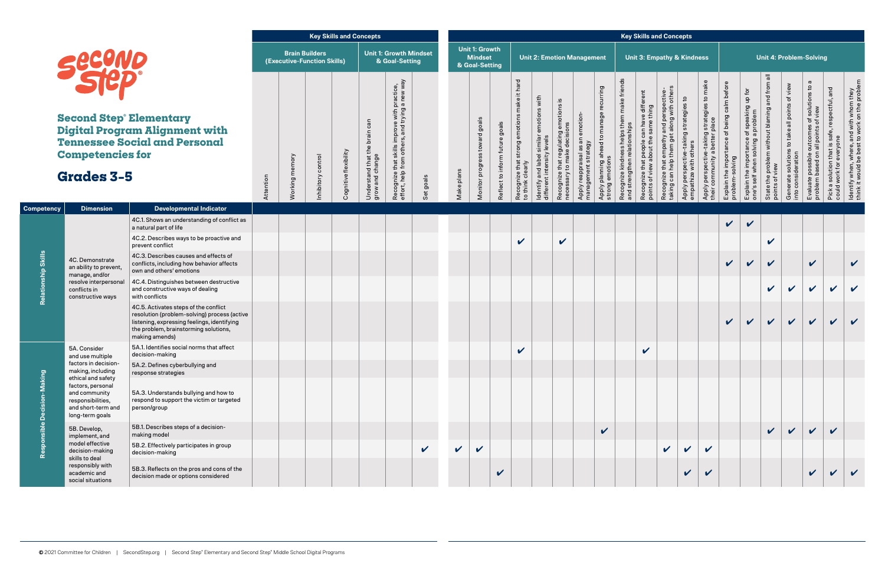# Second Step® Elementary Digital Program Alignment with Tennessee Social and Personal Competencies for

# Grades 3–5

| Competency | Dimension | Developmental Indicator | Key Skills and Concepts: Brain Builders (Executive-Function Skills) | | | | Key Skills and Concepts: Unit 1: Growth Mindset & Goal-Setting | | | | | | Unit 2: Emotion Management | | | | | Unit 3: Empathy & Kindness | | | | | Unit 4: Problem-Solving | | | | | | |
|---|---|---|---|---|---|---|---|---|---|---|---|---|---|---|---|---|---|---|---|---|---|---|---|---|---|---|---|---|---|
| | | | Attention | Working memory | Inhibitory control | Cognitive flexibility | Understand that the brain can grow and change | Recognize that skills improve with practice, effort, help from others, and trying a new way | Set goals | Make plans | Monitor progress toward goals | Reflect to inform future goals | Recognize that strong emotions make it hard to think clearly | Identify and label similar emotions with different intensity levels | Recognize that regulating emotions is necessary to make decisions | Apply reappraisal as an emotion-management strategy | Apply planning ahead to manage recurring strong emotions | Recognize kindness helps them make friends and strengthen relationships | Recognize that people can have different points of view about the same thing | Recognize that empathy and perspective-taking can help them get along with others | Apply perspective-taking strategies to empathize with others | Apply perspective-taking strategies to make their community a better place | Explain the importance of being calm before problem-solving | Explain the importance of speaking up for one's self when solving a problem | State the problem without blaming and from all points of view | Generate solutions to take all points of view into consideration | Evaluate possible outcomes of solutions to a problem based on all points of view | Pick a solution that is safe, respectful, and could work for everyone | Identify when, where, and with whom they think it would be best to work on the problem |
| Relationship Skills | 4C. Demonstrate an ability to prevent, manage, and/or resolve interpersonal conflicts in constructive ways | 4C.1. Shows an understanding of conflict as a natural part of life | | | | | | | | | | | | | | | | | | | | | ✔ | ✔ | | | | | |
| | | 4C.2. Describes ways to be proactive and prevent conflict | | | | | | | | | | | ✔ | | ✔ | | | | | | | | | | ✔ | | | | |
| | | 4C.3. Describes causes and effects of conflicts, including how behavior affects own and others' emotions | | | | | | | | | | | | | | | | | | | | | ✔ | ✔ | ✔ | | ✔ | | ✔ |
| | | 4C.4. Distinguishes between destructive and constructive ways of dealing with conflicts | | | | | | | | | | | | | | | | | | | | | | | ✔ | ✔ | ✔ | ✔ | ✔ |
| | | 4C.5. Activates steps of the conflict resolution (problem-solving) process (active listening, expressing feelings, identifying the problem, brainstorming solutions, making amends) | | | | | | | | | | | | | | | | | | | | | ✔ | ✔ | ✔ | ✔ | ✔ | ✔ | ✔ |
| Responsible Decision-Making | 5A. Consider and use multiple factors in decision-making, including ethical and safety factors, personal and community responsibilities, and short-term and long-term goals | 5A.1. Identifies social norms that affect decision-making | | | | | | | | | | | ✔ | | | | | | ✔ | | | | | | | | | | |
| | | 5A.2. Defines cyberbullying and response strategies | | | | | | | | | | | | | | | | | | | | | | | | | | | |
| | | 5A.3. Understands bullying and how to respond to support the victim or targeted person/group | | | | | | | | | | | | | | | | | | | | | | | | | | | |
| | 5B. Develop, implement, and model effective decision-making skills to deal responsibly with academic and social situations | 5B.1. Describes steps of a decision-making model | | | | | | | | | | | | | | | ✔ | | | | | | | | ✔ | ✔ | ✔ | ✔ | |
| | | 5B.2. Effectively participates in group decision-making | | | | | | | ✔ | ✔ | ✔ | | | | | | | | | ✔ | ✔ | ✔ | | | | | | | |
| | | 5B.3. Reflects on the pros and cons of the decision made or options considered | | | | | | | | | | ✔ | | | | | | | | | ✔ | ✔ | | | | | ✔ | ✔ | ✔ |

© 2021 Committee for Children | SecondStep.org | Second Step® Elementary and Second Step® Middle School Digital Programs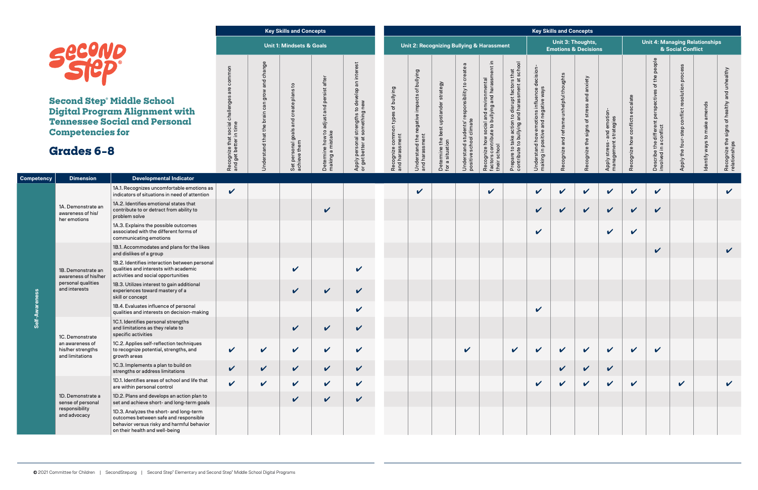# Second Step® Middle School Digital Program Alignment with Tennessee Social and Personal Competencies for

## Grades 6–8

| | | | Key Skills and Concepts | | | | | | | | | | | | | | | | | | | |
|---|---|---|---|---|---|---|---|---|---|---|---|---|---|---|---|---|---|---|---|---|---|---|
| | | | Unit 1: Mindsets & Goals | | | | | Unit 2: Recognizing Bullying & Harassment | | | | | | Unit 3: Thoughts, Emotions & Decisions | | | | Unit 4: Managing Relationships & Social Conflict | | | | |
| **Competency** | **Dimension** | **Developmental Indicator** | Recognize that social challenges are common and get better in time | Understand that the brain can grow and change | Set personal goals and create plans to achieve them | Determine how to adjust and persist after making a mistake | Apply personal strengths to develop an interest or get better at something new | Recognize common types of bullying and harassment | Understand the negative impacts of bullying and harassment | Determine the best upstander strategy for a situation | Understand students' responsibility to create a positive school climate | Recognize how social and environmental factors contribute to bullying and harassment in their school | Prepare to take action to disrupt factors that contribute to bullying and harassment at school | Understand how emotions influence decision-making in positive and negative ways | Recognize and reframe unhelpful thoughts | Recognize the signs of stress and anxiety | Apply stress- and emotion-management strategies | Recognize how conflicts escalate | Describe the different perspectives of the people involved in a conflict | Apply the four-step conflict resolution process | Identify ways to make amends | Recognize the signs of healthy and unhealthy relationships |
| Self-Awareness | 1A. Demonstrate an awareness of his/her emotions | 1A.1. Recognizes uncomfortable emotions as indicators of situations in need of attention | ✔ | | | | | | ✔ | | | ✔ | | ✔ | ✔ | ✔ | ✔ | ✔ | ✔ | | | ✔ |
| | | 1A.2. Identifies emotional states that contribute to or detract from ability to problem solve | | | | ✔ | | | | | | | | ✔ | ✔ | ✔ | ✔ | ✔ | ✔ | | | |
| | | 1A.3. Explains the possible outcomes associated with the different forms of communicating emotions | | | | | | | | | | | | ✔ | | | ✔ | ✔ | | | | |
| | 1B. Demonstrate an awareness of his/her personal qualities and interests | 1B.1. Accommodates and plans for the likes and dislikes of a group | | | | | | | | | | | | | | | | | ✔ | | | ✔ |
| | | 1B.2. Identifies interaction between personal qualities and interests with academic activities and social opportunities | | | ✔ | | ✔ | | | | | | | | | | | | | | | |
| | | 1B.3. Utilizes interest to gain additional experiences toward mastery of a skill or concept | | | ✔ | ✔ | ✔ | | | | | | | | | | | | | | | |
| | | 1B.4. Evaluates influence of personal qualities and interests on decision-making | | | | | ✔ | | | | | | | ✔ | | | | | | | | |
| | 1C. Demonstrate an awareness of his/her strengths and limitations | 1C.1. Identifies personal strengths and limitations as they relate to specific activities | | | ✔ | ✔ | ✔ | | | | | | | | | | | | | | | |
| | | 1C.2. Applies self-reflection techniques to recognize potential, strengths, and growth areas | ✔ | ✔ | ✔ | ✔ | ✔ | | | | ✔ | | ✔ | ✔ | ✔ | ✔ | ✔ | ✔ | ✔ | | | |
| | | 1C.3. Implements a plan to build on strengths or address limitations | ✔ | ✔ | ✔ | ✔ | ✔ | | | | | | | | ✔ | ✔ | ✔ | | | | | |
| | 1D. Demonstrate a sense of personal responsibility and advocacy | 1D.1. Identifies areas of school and life that are within personal control | ✔ | ✔ | ✔ | ✔ | ✔ | | | | | | | ✔ | ✔ | ✔ | ✔ | ✔ | | ✔ | | ✔ |
| | | 1D.2. Plans and develops an action plan to set and achieve short- and long-term goals | | | ✔ | ✔ | ✔ | | | | | | | | | | | | | | | |
| | | 1D.3. Analyzes the short- and long-term outcomes between safe and responsible behavior versus risky and harmful behavior on their health and well-being | | | | | | | | | | | | | | | | | | | | |

© 2021 Committee for Children | SecondStep.org | Second Step® Elementary and Second Step® Middle School Digital Programs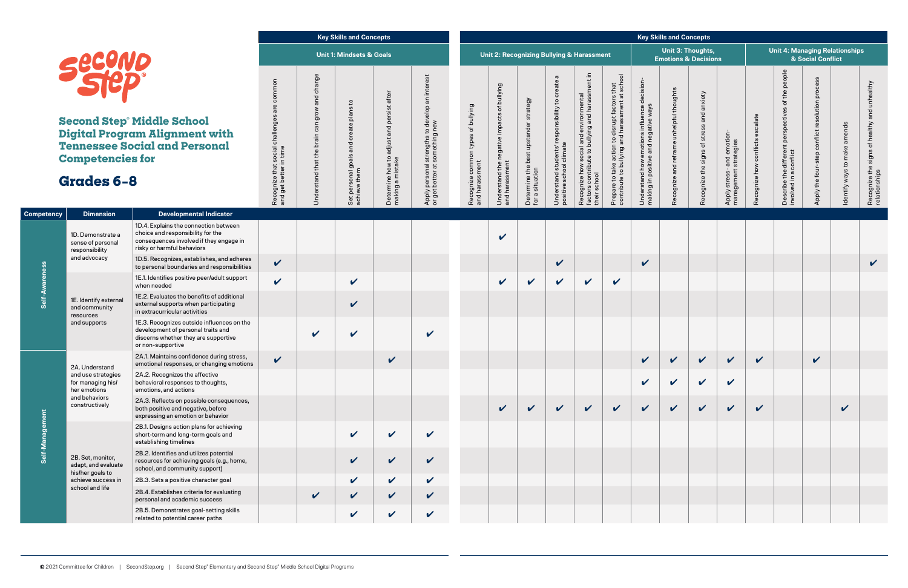Key Skills and Concepts

| | | | Unit 1: Mindsets & Goals | | | | | Unit 2: Recognizing Bullying & Harassment | | | | | | Unit 3: Thoughts, Emotions & Decisions | | | | Unit 4: Managing Relationships & Social Conflict | | | | |
|---|---|---|---|---|---|---|---|---|---|---|---|---|---|---|---|---|---|---|---|---|---|---|
| **Competency** | **Dimension** | **Developmental Indicator** | Recognize that social challenges are common and get better in time | Understand that the brain can grow and change | Set personal goals and create plans to achieve them | Determine how to adjust and persist after making a mistake | Apply personal strengths to develop an interest or get better at something new | Recognize common types of bullying and harassment | Understand the negative impacts of bullying and harassment | Determine the best upstander strategy for a situation | Understand students' responsibility to create a positive school climate | Recognize how social and environmental factors contribute to bullying and harassment in their school | Prepare to take action to disrupt factors that contribute to bullying and harassment at school | Understand how emotions influence decision-making in positive and negative ways | Recognize and reframe unhelpful thoughts | Recognize the signs of stress and anxiety | Apply stress- and emotion-management strategies | Recognize how conflicts escalate | Describe the different perspectives of the people involved in a conflict | Apply the four-step conflict resolution process | Identify ways to make amends | Recognize the signs of healthy and unhealthy relationships |
| Self-Awareness | 1D. Demonstrate a sense of personal responsibility and advocacy | 1D.4. Explains the connection between choice and responsibility for the consequences involved if they engage in risky or harmful behaviors | | | | | | | ✔ | | | | | | | | | | | | | |
| | | 1D.5. Recognizes, establishes, and adheres to personal boundaries and responsibilities | ✔ | | | | | | | | ✔ | | | ✔ | | | | | | | | ✔ |
| | 1E. Identify external and community resources and supports | 1E.1. Identifies positive peer/adult support when needed | ✔ | | ✔ | | | | ✔ | ✔ | ✔ | ✔ | ✔ | | | | | | | | | |
| | | 1E.2. Evaluates the benefits of additional external supports when participating in extracurricular activities | | | ✔ | | | | | | | | | | | | | | | | | |
| | | 1E.3. Recognizes outside influences on the development of personal traits and discerns whether they are supportive or non-supportive | | ✔ | ✔ | | ✔ | | | | | | | | | | | | | | | |
| Self-Management | 2A. Understand and use strategies for managing his/her emotions and behaviors constructively | 2A.1. Maintains confidence during stress, emotional responses, or changing emotions | ✔ | | | ✔ | | | | | | | | ✔ | ✔ | ✔ | ✔ | ✔ | | ✔ | | |
| | | 2A.2. Recognizes the affective behavioral responses to thoughts, emotions, and actions | | | | | | | | | | | | ✔ | ✔ | ✔ | ✔ | | | | | |
| | | 2A.3. Reflects on possible consequences, both positive and negative, before expressing an emotion or behavior | | | | | | | ✔ | ✔ | ✔ | ✔ | ✔ | ✔ | ✔ | ✔ | ✔ | ✔ | | | ✔ | |
| | 2B. Set, monitor, adapt, and evaluate his/her goals to achieve success in school and life | 2B.1. Designs action plans for achieving short-term and long-term goals and establishing timelines | | | ✔ | ✔ | ✔ | | | | | | | | | | | | | | | |
| | | 2B.2. Identifies and utilizes potential resources for achieving goals (e.g., home, school, and community support) | | | ✔ | ✔ | ✔ | | | | | | | | | | | | | | | |
| | | 2B.3. Sets a positive character goal | | | ✔ | ✔ | ✔ | | | | | | | | | | | | | | | |
| | | 2B.4. Establishes criteria for evaluating personal and academic success | | ✔ | ✔ | ✔ | ✔ | | | | | | | | | | | | | | | |
| | | 2B.5. Demonstrates goal-setting skills related to potential career paths | | | ✔ | ✔ | ✔ | | | | | | | | | | | | | | | |

© 2021 Committee for Children | SecondStep.org | Second Step® Elementary and Second Step® Middle School Digital Programs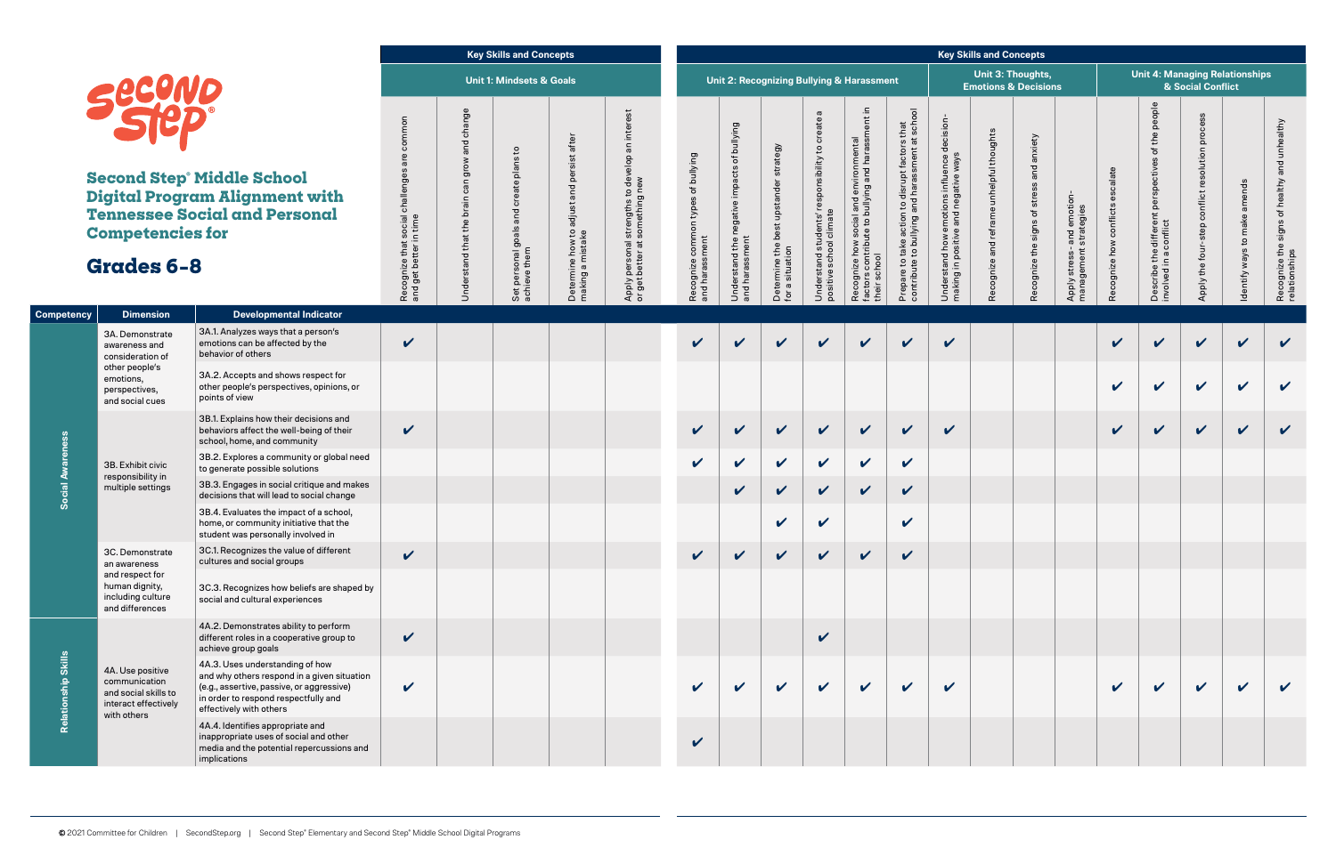# Second Step® Middle School Digital Program Alignment with Tennessee Social and Personal Competencies for

## Grades 6–8

| Competency | Dimension | Developmental Indicator | Unit 1: Mindsets & Goals — Recognize that social challenges are common and get better in time | Understand that the brain can grow and change | Set personal goals and create plans to achieve them | Determine how to adjust and persist after making a mistake | Apply personal strengths to develop an interest or get better at something new | Unit 2: Recognizing Bullying & Harassment — Recognize common types of bullying and harassment | Understand the negative impacts of bullying and harassment | Determine the best upstander strategy for a situation | Understand students' responsibility to create a positive school climate | Recognize how social and environmental factors contribute to bullying and harassment in their school | Prepare to take action to disrupt factors that contribute to bullying and harassment at school | Unit 3: Thoughts, Emotions & Decisions — Understand how emotions influence decision-making in positive and negative ways | Recognize and reframe unhelpful thoughts | Recognize the signs of stress and anxiety | Apply stress- and emotion-management strategies | Unit 4: Managing Relationships & Social Conflict — Recognize how conflicts escalate | Describe the different perspectives of the people involved in a conflict | Apply the four-step conflict resolution process | Identify ways to make amends | Recognize the signs of healthy and unhealthy relationships |
|---|---|---|---|---|---|---|---|---|---|---|---|---|---|---|---|---|---|---|---|---|---|---|
| Social Awareness | 3A. Demonstrate awareness and consideration of other people's emotions, perspectives, and social cues | 3A.1. Analyzes ways that a person's emotions can be affected by the behavior of others | ✔ | | | | | ✔ | ✔ | ✔ | ✔ | ✔ | ✔ | ✔ | | | | ✔ | ✔ | ✔ | ✔ | ✔ |
| | | 3A.2. Accepts and shows respect for other people's perspectives, opinions, or points of view | | | | | | | | | | | | | | | | ✔ | ✔ | ✔ | ✔ | ✔ |
| | 3B. Exhibit civic responsibility in multiple settings | 3B.1. Explains how their decisions and behaviors affect the well-being of their school, home, and community | ✔ | | | | | ✔ | ✔ | ✔ | ✔ | ✔ | ✔ | ✔ | | | | ✔ | ✔ | ✔ | ✔ | ✔ |
| | | 3B.2. Explores a community or global need to generate possible solutions | | | | | | ✔ | ✔ | ✔ | ✔ | ✔ | ✔ | | | | | | | | | |
| | | 3B.3. Engages in social critique and makes decisions that will lead to social change | | | | | | | ✔ | ✔ | ✔ | ✔ | ✔ | | | | | | | | | |
| | | 3B.4. Evaluates the impact of a school, home, or community initiative that the student was personally involved in | | | | | | | | ✔ | ✔ | | ✔ | | | | | | | | | |
| | 3C. Demonstrate an awareness and respect for human dignity, including culture and differences | 3C.1. Recognizes the value of different cultures and social groups | ✔ | | | | | ✔ | ✔ | ✔ | ✔ | ✔ | ✔ | | | | | | | | | |
| | | 3C.3. Recognizes how beliefs are shaped by social and cultural experiences | | | | | | | | | | | | | | | | | | | | |
| Relationship Skills | 4A. Use positive communication and social skills to interact effectively with others | 4A.2. Demonstrates ability to perform different roles in a cooperative group to achieve group goals | ✔ | | | | | | | | ✔ | | | | | | | | | | | |
| | | 4A.3. Uses understanding of how and why others respond in a given situation (e.g., assertive, passive, or aggressive) in order to respond respectfully and effectively with others | ✔ | | | | | ✔ | ✔ | ✔ | ✔ | ✔ | ✔ | ✔ | | | | ✔ | ✔ | ✔ | ✔ | ✔ |
| | | 4A.4. Identifies appropriate and inappropriate uses of social and other media and the potential repercussions and implications | | | | | | ✔ | | | | | | | | | | | | | | |

© 2021 Committee for Children | SecondStep.org | Second Step® Elementary and Second Step® Middle School Digital Programs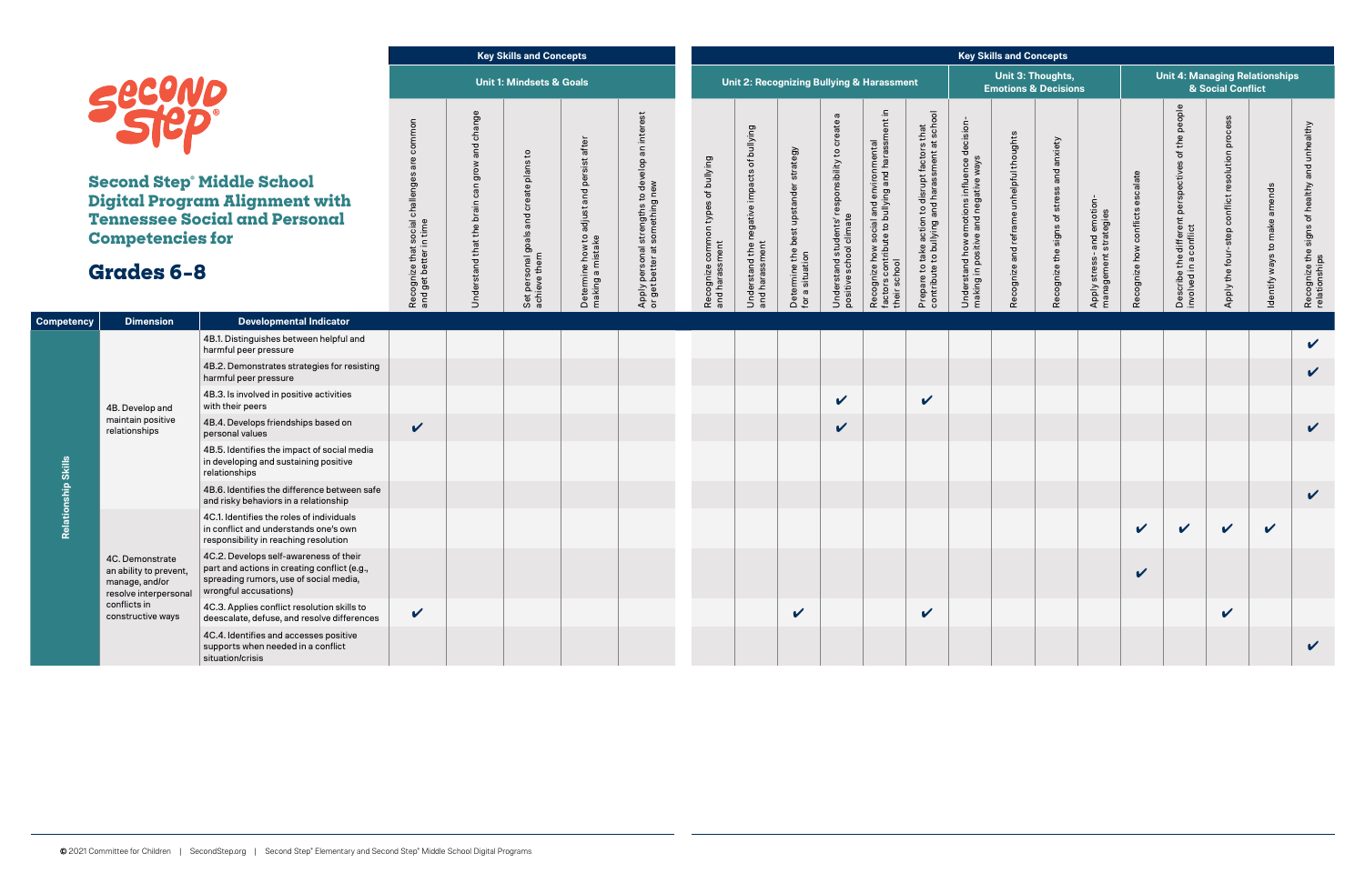# Second Step® Middle School Digital Program Alignment with Tennessee Social and Personal Competencies for

## Grades 6–8

| | | | Key Skills and Concepts | | | | | Key Skills and Concepts | | | | | | | | | | | | | | |
|---|---|---|---|---|---|---|---|---|---|---|---|---|---|---|---|---|---|---|---|---|---|---|
| | | | Unit 1: Mindsets & Goals | | | | | Unit 2: Recognizing Bullying & Harassment | | | | | | Unit 3: Thoughts, Emotions & Decisions | | | | Unit 4: Managing Relationships & Social Conflict | | | | |
| Competency | Dimension | Developmental Indicator | Recognize that social challenges are common and get better in time | Understand that the brain can grow and change | Set personal goals and create plans to achieve them | Determine how to adjust and persist after making a mistake | Apply personal strengths to develop an interest or get better at something new | Recognize common types of bullying and harassment | Understand the negative impacts of bullying and harassment | Determine the best upstander strategy for a situation | Understand students' responsibility to create a positive school climate | Recognize how social and environmental factors contribute to bullying and harassment in their school | Prepare to take action to disrupt factors that contribute to bullying and harassment at school | Understand how emotions influence decision-making in positive and negative ways | Recognize and reframe unhelpful thoughts | Recognize the signs of stress and anxiety | Apply stress- and emotion-management strategies | Recognize how conflicts escalate | Describe the different perspectives of the people involved in a conflict | Apply the four-step conflict resolution process | Identify ways to make amends | Recognize the signs of healthy and unhealthy relationships |
| Relationship Skills | 4B. Develop and maintain positive relationships | 4B.1. Distinguishes between helpful and harmful peer pressure | | | | | | | | | | | | | | | | | | | | ✔ |
| | | 4B.2. Demonstrates strategies for resisting harmful peer pressure | | | | | | | | | | | | | | | | | | | | ✔ |
| | | 4B.3. Is involved in positive activities with their peers | | | | | | | | | ✔ | | ✔ | | | | | | | | | |
| | | 4B.4. Develops friendships based on personal values | ✔ | | | | | | | | ✔ | | | | | | | | | | | ✔ |
| | | 4B.5. Identifies the impact of social media in developing and sustaining positive relationships | | | | | | | | | | | | | | | | | | | | |
| | | 4B.6. Identifies the difference between safe and risky behaviors in a relationship | | | | | | | | | | | | | | | | | | | | ✔ |
| | 4C. Demonstrate an ability to prevent, manage, and/or resolve interpersonal conflicts in constructive ways | 4C.1. Identifies the roles of individuals in conflict and understands one's own responsibility in reaching resolution | | | | | | | | | | | | | | | | ✔ | ✔ | ✔ | ✔ | |
| | | 4C.2. Develops self-awareness of their part and actions in creating conflict (e.g., spreading rumors, use of social media, wrongful accusations) | | | | | | | | | | | | | | | | ✔ | | | | |
| | | 4C.3. Applies conflict resolution skills to deescalate, defuse, and resolve differences | ✔ | | | | | | | ✔ | | | ✔ | | | | | | | ✔ | | |
| | | 4C.4. Identifies and accesses positive supports when needed in a conflict situation/crisis | | | | | | | | | | | | | | | | | | | | ✔ |

© 2021 Committee for Children | SecondStep.org | Second Step® Elementary and Second Step® Middle School Digital Programs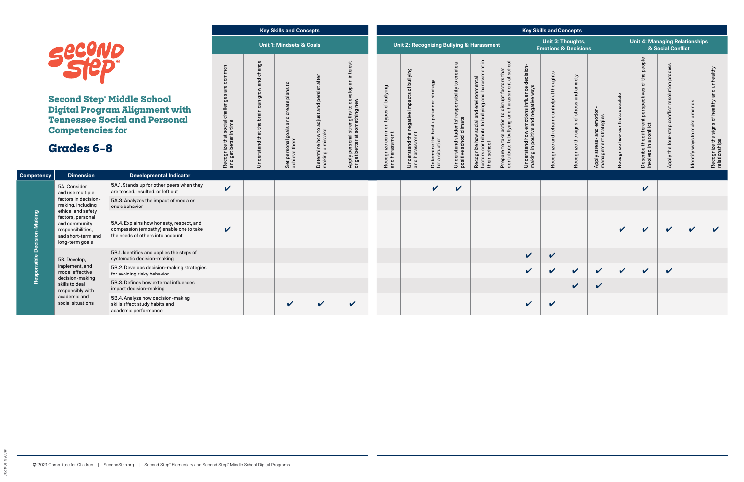# Second Step® Middle School Digital Program Alignment with Tennessee Social and Personal Competencies for

## Grades 6–8

| Competency | Dimension | Developmental Indicator | Key Skills and Concepts | | | | | | | | | | | | | | | | | | | |
|---|---|---|---|---|---|---|---|---|---|---|---|---|---|---|---|---|---|---|---|---|---|---|
| | | | Unit 1: Mindsets & Goals | | | | | Unit 2: Recognizing Bullying & Harassment | | | | | | Unit 3: Thoughts, Emotions & Decisions | | | | Unit 4: Managing Relationships & Social Conflict | | | | |
| | | | Recognize that social challenges are common and get better in time | Understand that the brain can grow and change | Set personal goals and create plans to achieve them | Determine how to adjust and persist after making a mistake | Apply personal strengths to develop an interest or get better at something new | Recognize common types of bullying and harassment | Understand the negative impacts of bullying and harassment | Determine the best upstander strategy for a situation | Understand students' responsibility to create a positive school climate | Recognize how social and environmental factors contribute to bullying and harassment in their school | Prepare to take action to disrupt factors that contribute to bullying and harassment at school | Understand how emotions influence decision-making in positive and negative ways | Recognize and reframe unhelpful thoughts | Recognize the signs of stress and anxiety | Apply stress- and emotion-management strategies | Recognize how conflicts escalate | Describe the different perspectives of the people involved in a conflict | Apply the four-step conflict resolution process | Identify ways to make amends | Recognize the signs of healthy and unhealthy relationships |
| Responsible Decision-Making | 5A. Consider and use multiple factors in decision-making, including ethical and safety factors, personal and community responsibilities, and short-term and long-term goals | 5A.1. Stands up for other peers when they are teased, insulted, or left out | ✔ | | | | | | | ✔ | ✔ | | | | | | | | ✔ | | | |
| | | 5A.3. Analyzes the impact of media on one's behavior | | | | | | | | | | | | | | | | | | | | |
| | | 5A.4. Explains how honesty, respect, and compassion (empathy) enable one to take the needs of others into account | ✔ | | | | | | | | | | | | | | | ✔ | ✔ | ✔ | ✔ | ✔ |
| | 5B. Develop, implement, and model effective decision-making skills to deal responsibly with academic and social situations | 5B.1. Identifies and applies the steps of systematic decision-making | | | | | | | | | | | | ✔ | ✔ | | | | | | | |
| | | 5B.2. Develops decision-making strategies for avoiding risky behavior | | | | | | | | | | | | ✔ | ✔ | ✔ | ✔ | ✔ | ✔ | ✔ | | |
| | | 5B.3. Defines how external influences impact decision-making | | | | | | | | | | | | | | ✔ | ✔ | | | | | |
| | | 5B.4. Analyze how decision-making skills affect study habits and academic performance | | | ✔ | ✔ | ✔ | | | | | | | ✔ | ✔ | | | | | | | |

© 2021 Committee for Children | SecondStep.org | Second Step® Elementary and Second Step® Middle School Digital Programs